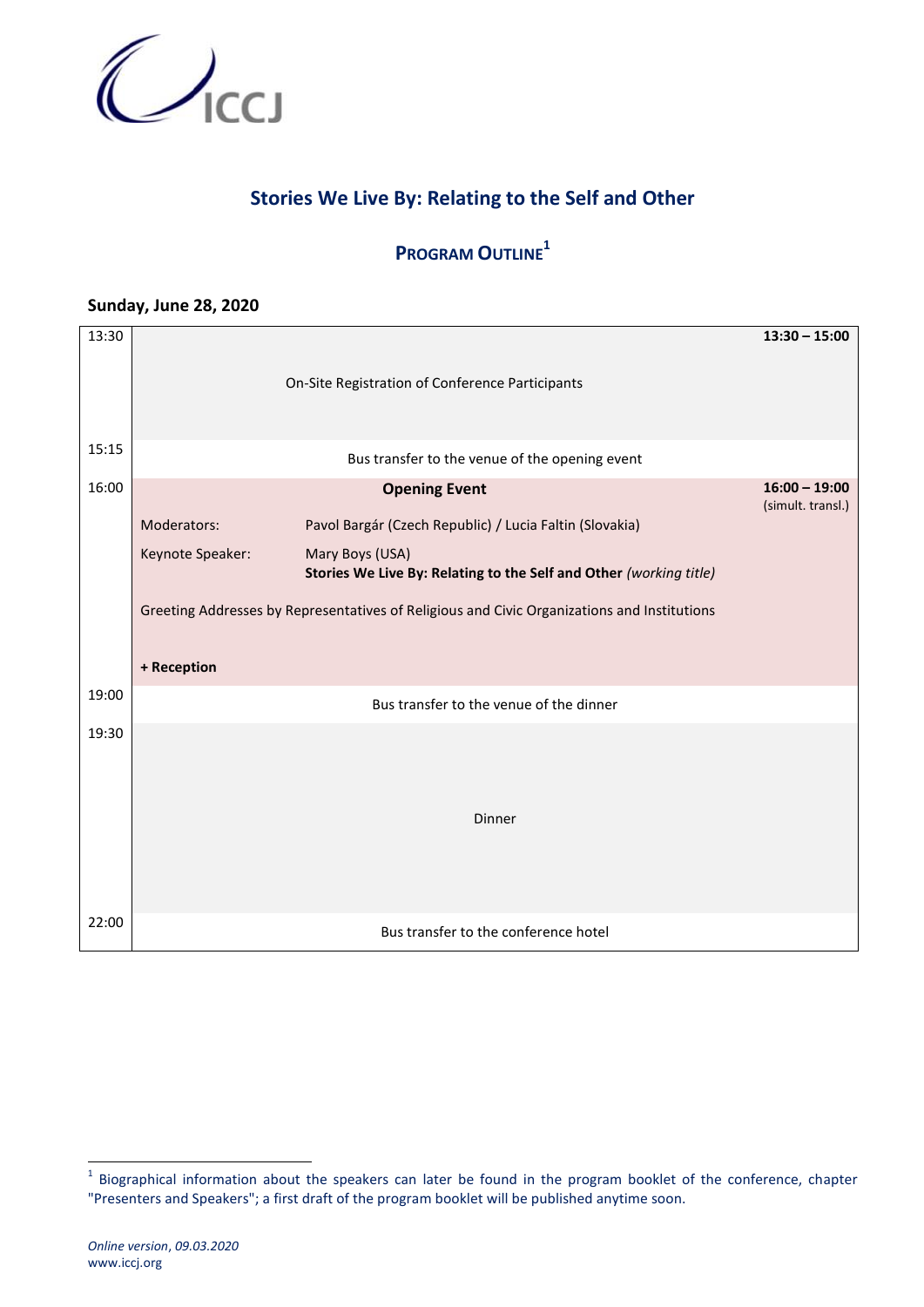# Stories We Live By: Relating to the Self and Other

## Program Outline[1]

### Sunday, June 28, 2020

| | | | |
|---|---|---|---|
| 13:30 | On-Site Registration of Conference Participants | | **13:30 – 15:00** |
| 15:15 | Bus transfer to the venue of the opening event | | |
| 16:00 | **Opening Event** | | **16:00 – 19:00** (simult. transl.) |
| | Moderators: | Pavol Bargár (Czech Republic) / Lucia Faltin (Slovakia) | |
| | Keynote Speaker: | Mary Boys (USA)<br>**Stories We Live By: Relating to the Self and Other** *(working title)* | |
| | Greeting Addresses by Representatives of Religious and Civic Organizations and Institutions | | |
| | **+ Reception** | | |
| 19:00 | Bus transfer to the venue of the dinner | | |
| 19:30 | Dinner | | |
| 22:00 | Bus transfer to the conference hotel | | |

[1] Biographical information about the speakers can later be found in the program booklet of the conference, chapter "Presenters and Speakers"; a first draft of the program booklet will be published anytime soon.

*Online version*, *09.03.2020*
www.iccj.org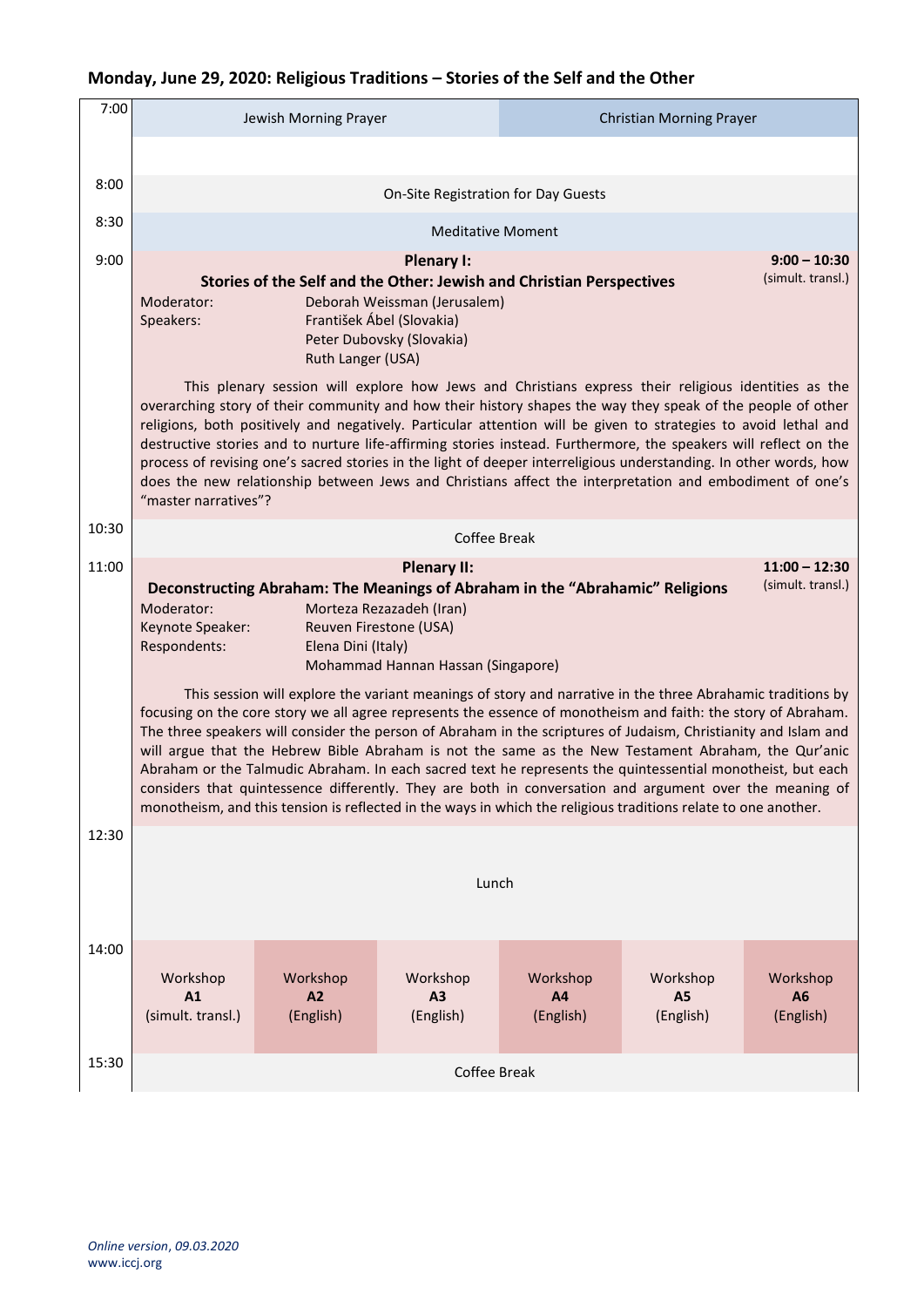## Monday, June 29, 2020: Religious Traditions – Stories of the Self and the Other

| | | |
|---|---|---|
| 7:00 | Jewish Morning Prayer | Christian Morning Prayer |
| 8:00 | On-Site Registration for Day Guests | |
| 8:30 | Meditative Moment | |

**9:00**

**Plenary I: Stories of the Self and the Other: Jewish and Christian Perspectives**

**9:00 – 10:30** (simult. transl.)

Moderator: Deborah Weissman (Jerusalem)
Speakers: František Ábel (Slovakia)
Peter Dubovsky (Slovakia)
Ruth Langer (USA)

This plenary session will explore how Jews and Christians express their religious identities as the overarching story of their community and how their history shapes the way they speak of the people of other religions, both positively and negatively. Particular attention will be given to strategies to avoid lethal and destructive stories and to nurture life-affirming stories instead. Furthermore, the speakers will reflect on the process of revising one's sacred stories in the light of deeper interreligious understanding. In other words, how does the new relationship between Jews and Christians affect the interpretation and embodiment of one's "master narratives"?

**10:30** Coffee Break

**11:00**

**Plenary II: Deconstructing Abraham: The Meanings of Abraham in the "Abrahamic" Religions**

**11:00 – 12:30** (simult. transl.)

Moderator: Morteza Rezazadeh (Iran)
Keynote Speaker: Reuven Firestone (USA)
Respondents: Elena Dini (Italy)
Mohammad Hannan Hassan (Singapore)

This session will explore the variant meanings of story and narrative in the three Abrahamic traditions by focusing on the core story we all agree represents the essence of monotheism and faith: the story of Abraham. The three speakers will consider the person of Abraham in the scriptures of Judaism, Christianity and Islam and will argue that the Hebrew Bible Abraham is not the same as the New Testament Abraham, the Qur'anic Abraham or the Talmudic Abraham. In each sacred text he represents the quintessential monotheist, but each considers that quintessence differently. They are both in conversation and argument over the meaning of monotheism, and this tension is reflected in the ways in which the religious traditions relate to one another.

**12:30** Lunch

**14:00**

| Workshop A1 | Workshop A2 | Workshop A3 | Workshop A4 | Workshop A5 | Workshop A6 |
|---|---|---|---|---|---|
| (simult. transl.) | (English) | (English) | (English) | (English) | (English) |

**15:30** Coffee Break

*Online version, 09.03.2020*
www.iccj.org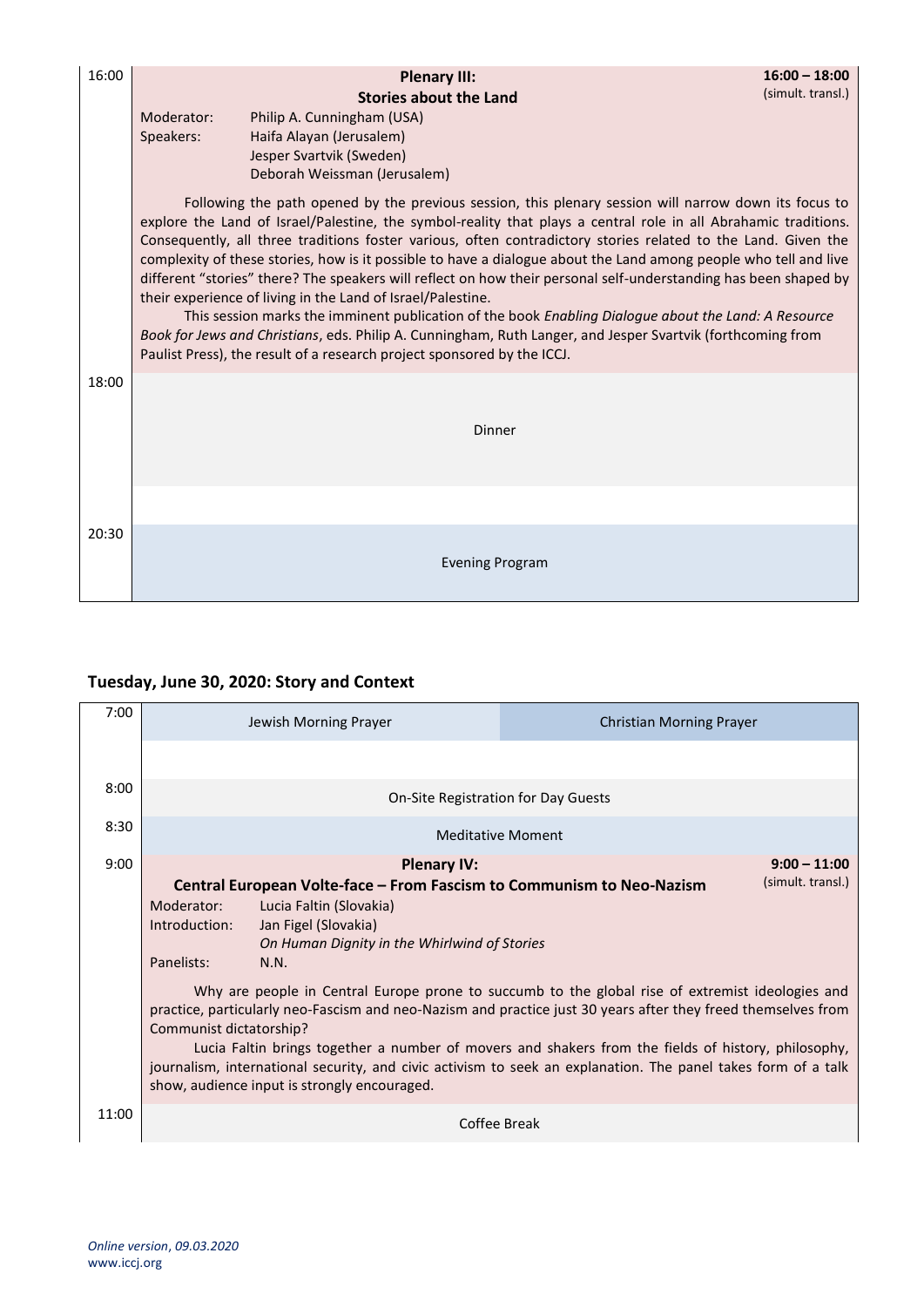**16:00**

**Plenary III:**
**Stories about the Land**

16:00 – 18:00 (simult. transl.)

Moderator: Philip A. Cunningham (USA)
Speakers: Haifa Alayan (Jerusalem)
Jesper Svartvik (Sweden)
Deborah Weissman (Jerusalem)

Following the path opened by the previous session, this plenary session will narrow down its focus to explore the Land of Israel/Palestine, the symbol-reality that plays a central role in all Abrahamic traditions. Consequently, all three traditions foster various, often contradictory stories related to the Land. Given the complexity of these stories, how is it possible to have a dialogue about the Land among people who tell and live different "stories" there? The speakers will reflect on how their personal self-understanding has been shaped by their experience of living in the Land of Israel/Palestine.

This session marks the imminent publication of the book *Enabling Dialogue about the Land: A Resource Book for Jews and Christians*, eds. Philip A. Cunningham, Ruth Langer, and Jesper Svartvik (forthcoming from Paulist Press), the result of a research project sponsored by the ICCJ.

**18:00** Dinner

**20:30** Evening Program

## Tuesday, June 30, 2020: Story and Context

**7:00** Jewish Morning Prayer | Christian Morning Prayer

**8:00** On-Site Registration for Day Guests

**8:30** Meditative Moment

**9:00**

**Plenary IV:**
**Central European Volte-face – From Fascism to Communism to Neo-Nazism**

9:00 – 11:00 (simult. transl.)

Moderator: Lucia Faltin (Slovakia)
Introduction: Jan Figel (Slovakia)
*On Human Dignity in the Whirlwind of Stories*
Panelists: N.N.

Why are people in Central Europe prone to succumb to the global rise of extremist ideologies and practice, particularly neo-Fascism and neo-Nazism and practice just 30 years after they freed themselves from Communist dictatorship?

Lucia Faltin brings together a number of movers and shakers from the fields of history, philosophy, journalism, international security, and civic activism to seek an explanation. The panel takes form of a talk show, audience input is strongly encouraged.

**11:00** Coffee Break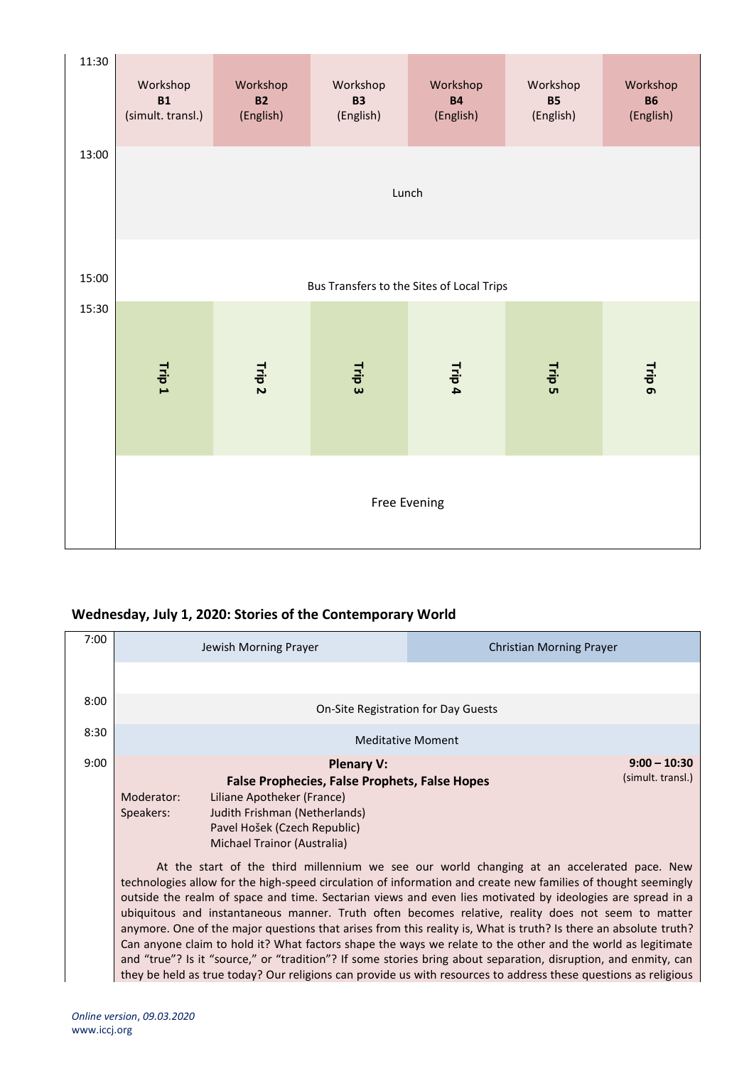| | | | | | | |
|---|---|---|---|---|---|---|
| 11:30 | Workshop **B1** (simult. transl.) | Workshop **B2** (English) | Workshop **B3** (English) | Workshop **B4** (English) | Workshop **B5** (English) | Workshop **B6** (English) |
| 13:00 | Lunch | | | | | |
| 15:00 | Bus Transfers to the Sites of Local Trips | | | | | |
| 15:30 | **Trip 1** | **Trip 2** | **Trip 3** | **Trip 4** | **Trip 5** | **Trip 6** |
| | Free Evening | | | | | |

## Wednesday, July 1, 2020: Stories of the Contemporary World

| | | |
|---|---|---|
| 7:00 | Jewish Morning Prayer | Christian Morning Prayer |
| 8:00 | On-Site Registration for Day Guests | |
| 8:30 | Meditative Moment | |
| 9:00 | **Plenary V: False Prophecies, False Prophets, False Hopes** (**9:00 – 10:30**, simult. transl.) | |

**Plenary V:**
**False Prophecies, False Prophets, False Hopes**

**9:00 – 10:30**
(simult. transl.)

Moderator: Liliane Apotheker (France)
Speakers: Judith Frishman (Netherlands)
Pavel Hošek (Czech Republic)
Michael Trainor (Australia)

At the start of the third millennium we see our world changing at an accelerated pace. New technologies allow for the high-speed circulation of information and create new families of thought seemingly outside the realm of space and time. Sectarian views and even lies motivated by ideologies are spread in a ubiquitous and instantaneous manner. Truth often becomes relative, reality does not seem to matter anymore. One of the major questions that arises from this reality is, What is truth? Is there an absolute truth? Can anyone claim to hold it? What factors shape the ways we relate to the other and the world as legitimate and "true"? Is it "source," or "tradition"? If some stories bring about separation, disruption, and enmity, can they be held as true today? Our religions can provide us with resources to address these questions as religious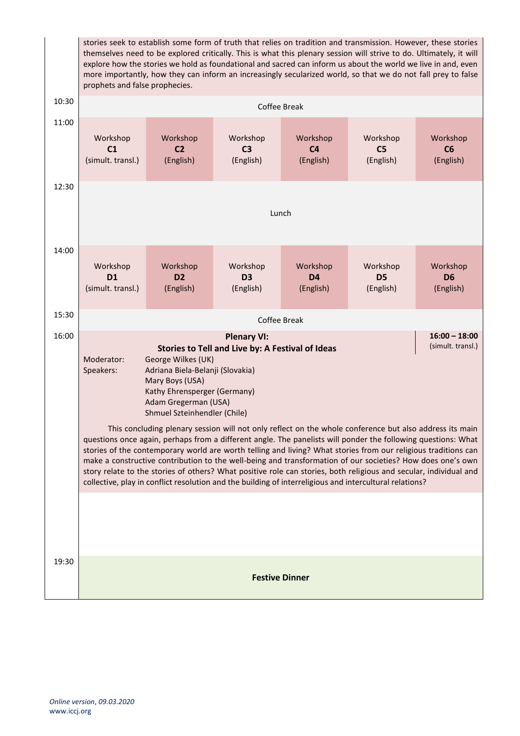stories seek to establish some form of truth that relies on tradition and transmission. However, these stories themselves need to be explored critically. This is what this plenary session will strive to do. Ultimately, it will explore how the stories we hold as foundational and sacred can inform us about the world we live in and, even more importantly, how they can inform an increasingly secularized world, so that we do not fall prey to false prophets and false prophecies.

| | | | | | | |
|---|---|---|---|---|---|---|
| 10:30 | Coffee Break | | | | | |
| 11:00 | Workshop **C1** (simult. transl.) | Workshop **C2** (English) | Workshop **C3** (English) | Workshop **C4** (English) | Workshop **C5** (English) | Workshop **C6** (English) |
| 12:30 | Lunch | | | | | |
| 14:00 | Workshop **D1** (simult. transl.) | Workshop **D2** (English) | Workshop **D3** (English) | Workshop **D4** (English) | Workshop **D5** (English) | Workshop **D6** (English) |
| 15:30 | Coffee Break | | | | | |

16:00

**Plenary VI:**
**Stories to Tell and Live by: A Festival of Ideas**

**16:00 – 18:00** (simult. transl.)

Moderator: George Wilkes (UK)

Speakers:
- Adriana Biela-Belanji (Slovakia)
- Mary Boys (USA)
- Kathy Ehrensperger (Germany)
- Adam Gregerman (USA)
- Shmuel Szteinhendler (Chile)

This concluding plenary session will not only reflect on the whole conference but also address its main questions once again, perhaps from a different angle. The panelists will ponder the following questions: What stories of the contemporary world are worth telling and living? What stories from our religious traditions can make a constructive contribution to the well-being and transformation of our societies? How does one's own story relate to the stories of others? What positive role can stories, both religious and secular, individual and collective, play in conflict resolution and the building of interreligious and intercultural relations?

19:30

**Festive Dinner**

*Online version, 09.03.2020*
www.iccj.org